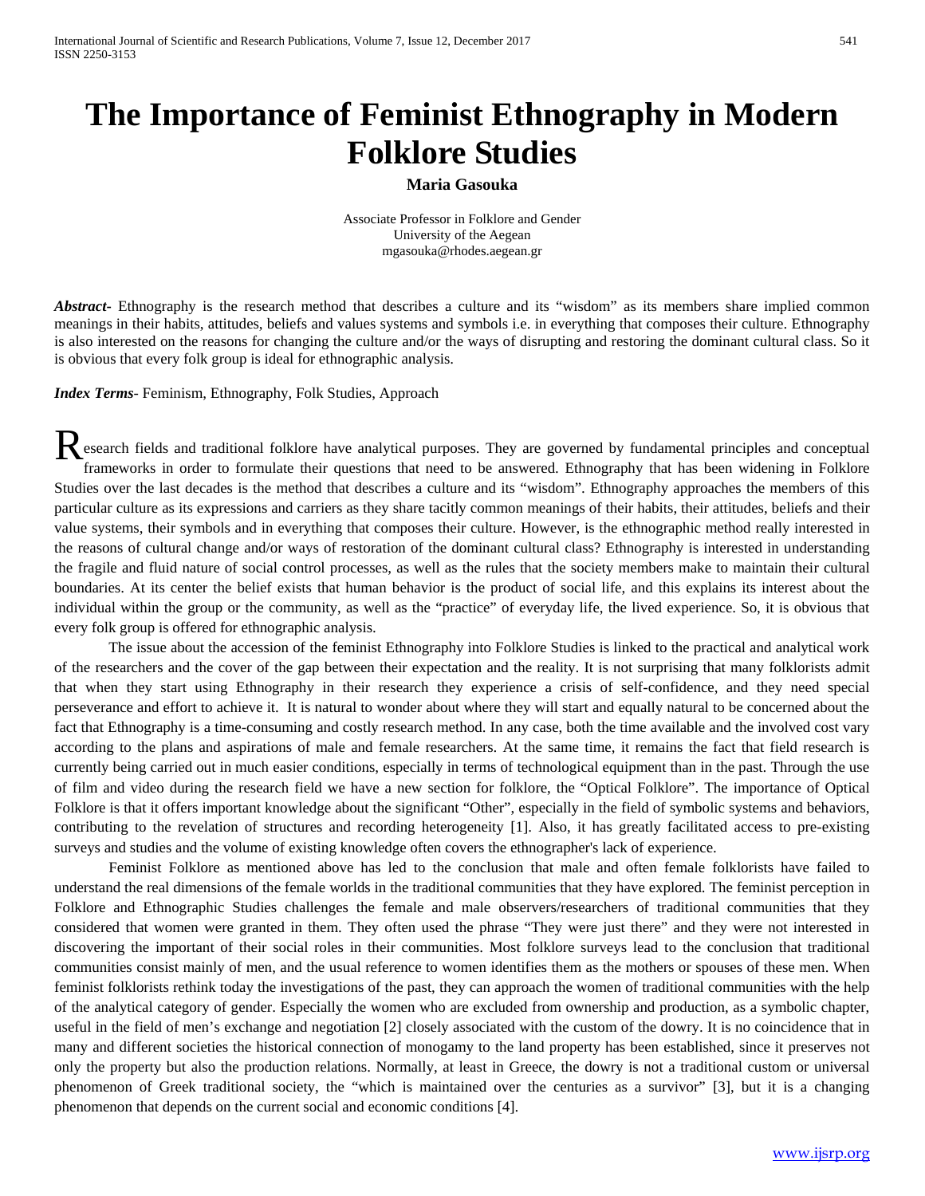# The Importance of Feminist Ethnography in Modern Folklore Studies

**Maria Gasouka**

Associate Professor in Folklore and Gender
University of the Aegean
mgasouka@rhodes.aegean.gr

***Abstract***- Ethnography is the research method that describes a culture and its "wisdom" as its members share implied common meanings in their habits, attitudes, beliefs and values systems and symbols i.e. in everything that composes their culture. Ethnography is also interested on the reasons for changing the culture and/or the ways of disrupting and restoring the dominant cultural class. So it is obvious that every folk group is ideal for ethnographic analysis.

***Index Terms***- Feminism, Ethnography, Folk Studies, Approach

Research fields and traditional folklore have analytical purposes. They are governed by fundamental principles and conceptual frameworks in order to formulate their questions that need to be answered. Ethnography that has been widening in Folklore Studies over the last decades is the method that describes a culture and its "wisdom". Ethnography approaches the members of this particular culture as its expressions and carriers as they share tacitly common meanings of their habits, their attitudes, beliefs and their value systems, their symbols and in everything that composes their culture. However, is the ethnographic method really interested in the reasons of cultural change and/or ways of restoration of the dominant cultural class? Ethnography is interested in understanding the fragile and fluid nature of social control processes, as well as the rules that the society members make to maintain their cultural boundaries. At its center the belief exists that human behavior is the product of social life, and this explains its interest about the individual within the group or the community, as well as the "practice" of everyday life, the lived experience. So, it is obvious that every folk group is offered for ethnographic analysis.

The issue about the accession of the feminist Ethnography into Folklore Studies is linked to the practical and analytical work of the researchers and the cover of the gap between their expectation and the reality. It is not surprising that many folklorists admit that when they start using Ethnography in their research they experience a crisis of self-confidence, and they need special perseverance and effort to achieve it. It is natural to wonder about where they will start and equally natural to be concerned about the fact that Ethnography is a time-consuming and costly research method. In any case, both the time available and the involved cost vary according to the plans and aspirations of male and female researchers. At the same time, it remains the fact that field research is currently being carried out in much easier conditions, especially in terms of technological equipment than in the past. Through the use of film and video during the research field we have a new section for folklore, the "Optical Folklore". The importance of Optical Folklore is that it offers important knowledge about the significant "Other", especially in the field of symbolic systems and behaviors, contributing to the revelation of structures and recording heterogeneity [1]. Also, it has greatly facilitated access to pre-existing surveys and studies and the volume of existing knowledge often covers the ethnographer's lack of experience.

Feminist Folklore as mentioned above has led to the conclusion that male and often female folklorists have failed to understand the real dimensions of the female worlds in the traditional communities that they have explored. The feminist perception in Folklore and Ethnographic Studies challenges the female and male observers/researchers of traditional communities that they considered that women were granted in them. They often used the phrase "They were just there" and they were not interested in discovering the important of their social roles in their communities. Most folklore surveys lead to the conclusion that traditional communities consist mainly of men, and the usual reference to women identifies them as the mothers or spouses of these men. When feminist folklorists rethink today the investigations of the past, they can approach the women of traditional communities with the help of the analytical category of gender. Especially the women who are excluded from ownership and production, as a symbolic chapter, useful in the field of men's exchange and negotiation [2] closely associated with the custom of the dowry. It is no coincidence that in many and different societies the historical connection of monogamy to the land property has been established, since it preserves not only the property but also the production relations. Normally, at least in Greece, the dowry is not a traditional custom or universal phenomenon of Greek traditional society, the "which is maintained over the centuries as a survivor" [3], but it is a changing phenomenon that depends on the current social and economic conditions [4].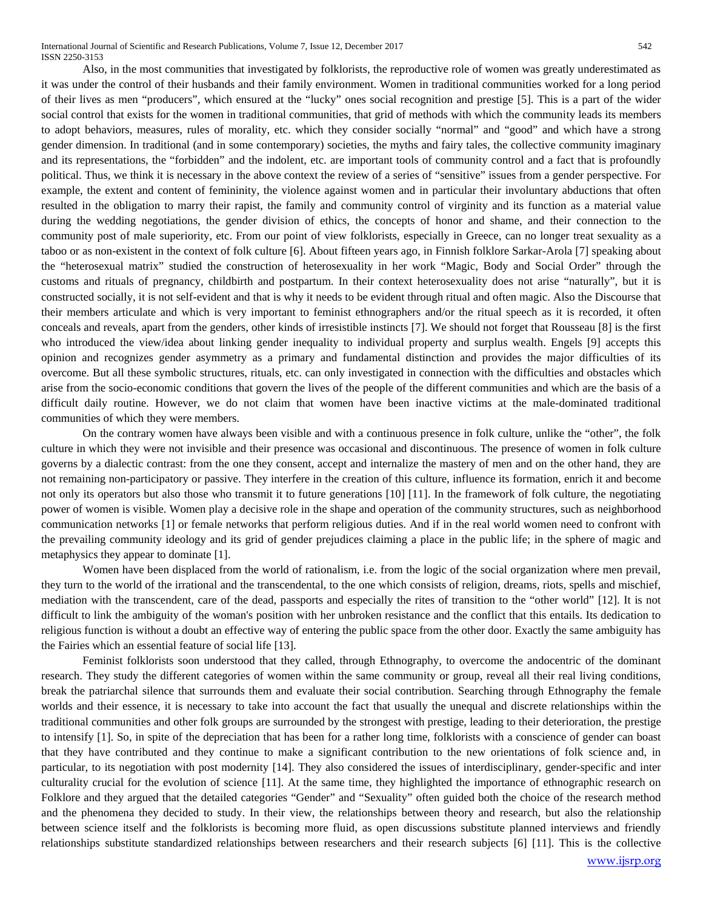Also, in the most communities that investigated by folklorists, the reproductive role of women was greatly underestimated as it was under the control of their husbands and their family environment. Women in traditional communities worked for a long period of their lives as men "producers", which ensured at the "lucky" ones social recognition and prestige [5]. This is a part of the wider social control that exists for the women in traditional communities, that grid of methods with which the community leads its members to adopt behaviors, measures, rules of morality, etc. which they consider socially "normal" and "good" and which have a strong gender dimension. In traditional (and in some contemporary) societies, the myths and fairy tales, the collective community imaginary and its representations, the "forbidden" and the indolent, etc. are important tools of community control and a fact that is profoundly political. Thus, we think it is necessary in the above context the review of a series of "sensitive" issues from a gender perspective. For example, the extent and content of femininity, the violence against women and in particular their involuntary abductions that often resulted in the obligation to marry their rapist, the family and community control of virginity and its function as a material value during the wedding negotiations, the gender division of ethics, the concepts of honor and shame, and their connection to the community post of male superiority, etc. From our point of view folklorists, especially in Greece, can no longer treat sexuality as a taboo or as non-existent in the context of folk culture [6]. About fifteen years ago, in Finnish folklore Sarkar-Arola [7] speaking about the "heterosexual matrix" studied the construction of heterosexuality in her work "Magic, Body and Social Order" through the customs and rituals of pregnancy, childbirth and postpartum. In their context heterosexuality does not arise "naturally", but it is constructed socially, it is not self-evident and that is why it needs to be evident through ritual and often magic. Also the Discourse that their members articulate and which is very important to feminist ethnographers and/or the ritual speech as it is recorded, it often conceals and reveals, apart from the genders, other kinds of irresistible instincts [7]. We should not forget that Rousseau [8] is the first who introduced the view/idea about linking gender inequality to individual property and surplus wealth. Engels [9] accepts this opinion and recognizes gender asymmetry as a primary and fundamental distinction and provides the major difficulties of its overcome. But all these symbolic structures, rituals, etc. can only investigated in connection with the difficulties and obstacles which arise from the socio-economic conditions that govern the lives of the people of the different communities and which are the basis of a difficult daily routine. However, we do not claim that women have been inactive victims at the male-dominated traditional communities of which they were members.

On the contrary women have always been visible and with a continuous presence in folk culture, unlike the "other", the folk culture in which they were not invisible and their presence was occasional and discontinuous. The presence of women in folk culture governs by a dialectic contrast: from the one they consent, accept and internalize the mastery of men and on the other hand, they are not remaining non-participatory or passive. They interfere in the creation of this culture, influence its formation, enrich it and become not only its operators but also those who transmit it to future generations [10] [11]. In the framework of folk culture, the negotiating power of women is visible. Women play a decisive role in the shape and operation of the community structures, such as neighborhood communication networks [1] or female networks that perform religious duties. And if in the real world women need to confront with the prevailing community ideology and its grid of gender prejudices claiming a place in the public life; in the sphere of magic and metaphysics they appear to dominate [1].

Women have been displaced from the world of rationalism, i.e. from the logic of the social organization where men prevail, they turn to the world of the irrational and the transcendental, to the one which consists of religion, dreams, riots, spells and mischief, mediation with the transcendent, care of the dead, passports and especially the rites of transition to the "other world" [12]. It is not difficult to link the ambiguity of the woman's position with her unbroken resistance and the conflict that this entails. Its dedication to religious function is without a doubt an effective way of entering the public space from the other door. Exactly the same ambiguity has the Fairies which an essential feature of social life [13].

Feminist folklorists soon understood that they called, through Ethnography, to overcome the andocentric of the dominant research. They study the different categories of women within the same community or group, reveal all their real living conditions, break the patriarchal silence that surrounds them and evaluate their social contribution. Searching through Ethnography the female worlds and their essence, it is necessary to take into account the fact that usually the unequal and discrete relationships within the traditional communities and other folk groups are surrounded by the strongest with prestige, leading to their deterioration, the prestige to intensify [1]. So, in spite of the depreciation that has been for a rather long time, folklorists with a conscience of gender can boast that they have contributed and they continue to make a significant contribution to the new orientations of folk science and, in particular, to its negotiation with post modernity [14]. They also considered the issues of interdisciplinary, gender-specific and inter culturality crucial for the evolution of science [11]. At the same time, they highlighted the importance of ethnographic research on Folklore and they argued that the detailed categories "Gender" and "Sexuality" often guided both the choice of the research method and the phenomena they decided to study. In their view, the relationships between theory and research, but also the relationship between science itself and the folklorists is becoming more fluid, as open discussions substitute planned interviews and friendly relationships substitute standardized relationships between researchers and their research subjects [6] [11]. This is the collective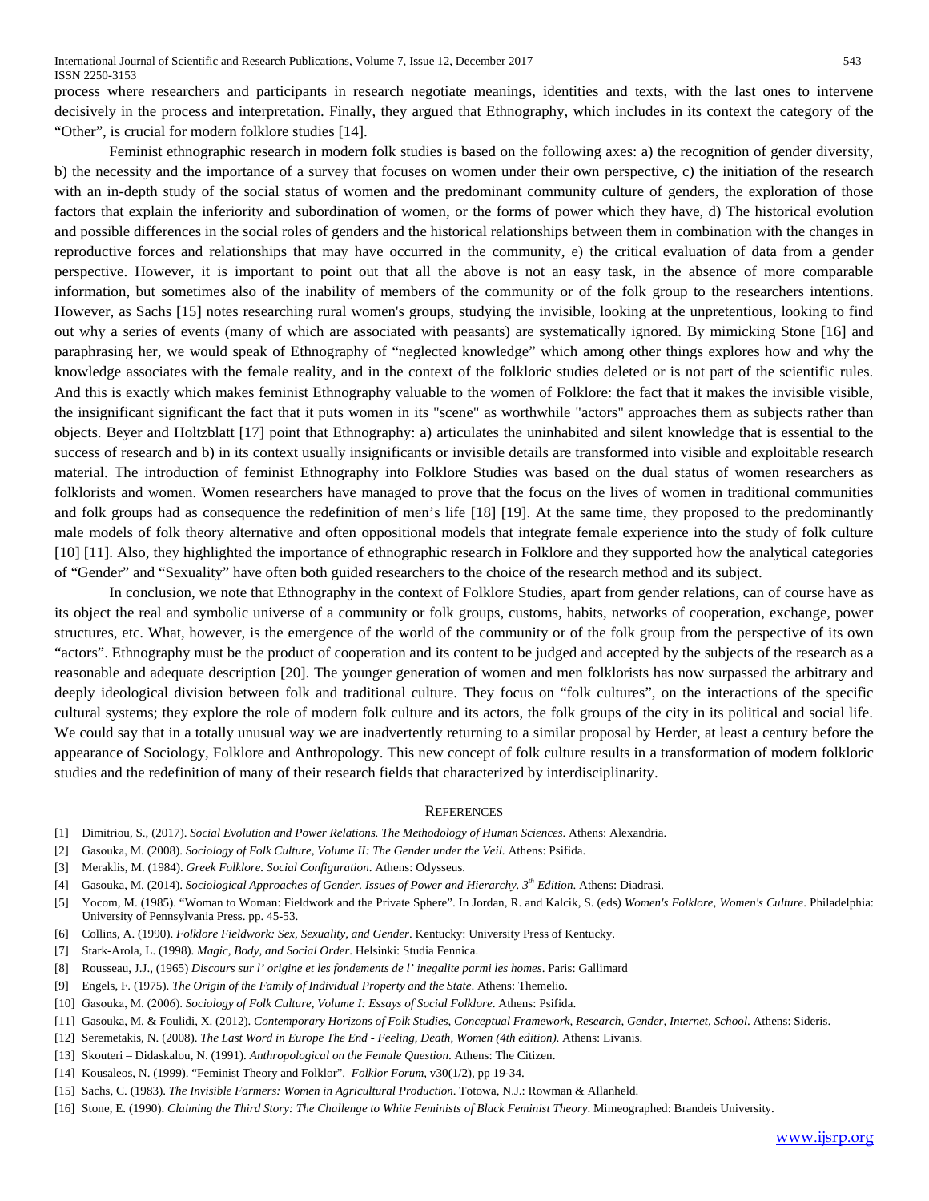process where researchers and participants in research negotiate meanings, identities and texts, with the last ones to intervene decisively in the process and interpretation. Finally, they argued that Ethnography, which includes in its context the category of the "Other", is crucial for modern folklore studies [14].

Feminist ethnographic research in modern folk studies is based on the following axes: a) the recognition of gender diversity, b) the necessity and the importance of a survey that focuses on women under their own perspective, c) the initiation of the research with an in-depth study of the social status of women and the predominant community culture of genders, the exploration of those factors that explain the inferiority and subordination of women, or the forms of power which they have, d) The historical evolution and possible differences in the social roles of genders and the historical relationships between them in combination with the changes in reproductive forces and relationships that may have occurred in the community, e) the critical evaluation of data from a gender perspective. However, it is important to point out that all the above is not an easy task, in the absence of more comparable information, but sometimes also of the inability of members of the community or of the folk group to the researchers intentions. However, as Sachs [15] notes researching rural women's groups, studying the invisible, looking at the unpretentious, looking to find out why a series of events (many of which are associated with peasants) are systematically ignored. By mimicking Stone [16] and paraphrasing her, we would speak of Ethnography of "neglected knowledge" which among other things explores how and why the knowledge associates with the female reality, and in the context of the folkloric studies deleted or is not part of the scientific rules. And this is exactly which makes feminist Ethnography valuable to the women of Folklore: the fact that it makes the invisible visible, the insignificant significant the fact that it puts women in its "scene" as worthwhile "actors" approaches them as subjects rather than objects. Beyer and Holtzblatt [17] point that Ethnography: a) articulates the uninhabited and silent knowledge that is essential to the success of research and b) in its context usually insignificants or invisible details are transformed into visible and exploitable research material. The introduction of feminist Ethnography into Folklore Studies was based on the dual status of women researchers as folklorists and women. Women researchers have managed to prove that the focus on the lives of women in traditional communities and folk groups had as consequence the redefinition of men's life [18] [19]. At the same time, they proposed to the predominantly male models of folk theory alternative and often oppositional models that integrate female experience into the study of folk culture [10] [11]. Also, they highlighted the importance of ethnographic research in Folklore and they supported how the analytical categories of "Gender" and "Sexuality" have often both guided researchers to the choice of the research method and its subject.

In conclusion, we note that Ethnography in the context of Folklore Studies, apart from gender relations, can of course have as its object the real and symbolic universe of a community or folk groups, customs, habits, networks of cooperation, exchange, power structures, etc. What, however, is the emergence of the world of the community or of the folk group from the perspective of its own "actors". Ethnography must be the product of cooperation and its content to be judged and accepted by the subjects of the research as a reasonable and adequate description [20]. The younger generation of women and men folklorists has now surpassed the arbitrary and deeply ideological division between folk and traditional culture. They focus on "folk cultures", on the interactions of the specific cultural systems; they explore the role of modern folk culture and its actors, the folk groups of the city in its political and social life. We could say that in a totally unusual way we are inadvertently returning to a similar proposal by Herder, at least a century before the appearance of Sociology, Folklore and Anthropology. This new concept of folk culture results in a transformation of modern folkloric studies and the redefinition of many of their research fields that characterized by interdisciplinarity.

## References

[1] Dimitriou, S., (2017). *Social Evolution and Power Relations. The Methodology of Human Sciences*. Athens: Alexandria.

[2] Gasouka, M. (2008). *Sociology of Folk Culture, Volume II: The Gender under the Veil*. Athens: Psifida.

[3] Meraklis, M. (1984). *Greek Folklore. Social Configuration*. Athens: Odysseus.

[4] Gasouka, M. (2014). *Sociological Approaches of Gender. Issues of Power and Hierarchy. 3th Edition*. Athens: Diadrasi.

[5] Yocom, M. (1985). "Woman to Woman: Fieldwork and the Private Sphere". In Jordan, R. and Kalcik, S. (eds) *Women's Folklore, Women's Culture*. Philadelphia: University of Pennsylvania Press. pp. 45-53.

[6] Collins, A. (1990). *Folklore Fieldwork: Sex, Sexuality, and Gender*. Kentucky: University Press of Kentucky.

[7] Stark-Arola, L. (1998). *Magic, Body, and Social Order*. Helsinki: Studia Fennica.

[8] Rousseau, J.J., (1965) *Discours sur l' origine et les fondements de l' inegalite parmi les homes*. Paris: Gallimard

[9] Engels, F. (1975). *The Origin of the Family of Individual Property and the State*. Athens: Themelio.

[10] Gasouka, M. (2006). *Sociology of Folk Culture, Volume I: Essays of Social Folklore*. Athens: Psifida.

[11] Gasouka, M. & Foulidi, X. (2012). *Contemporary Horizons of Folk Studies, Conceptual Framework, Research, Gender, Internet, School*. Athens: Sideris.

[12] Seremetakis, N. (2008). *The Last Word in Europe The End - Feeling, Death, Women (4th edition)*. Athens: Livanis.

[13] Skouteri – Didaskalou, N. (1991). *Anthropological on the Female Question*. Athens: The Citizen.

[14] Kousaleos, N. (1999). "Feminist Theory and Folklor". *Folklor Forum*, v30(1/2), pp 19-34.

[15] Sachs, C. (1983). *The Invisible Farmers: Women in Agricultural Production*. Totowa, N.J.: Rowman & Allanheld.

[16] Stone, E. (1990). *Claiming the Third Story: The Challenge to White Feminists of Black Feminist Theory*. Mimeographed: Brandeis University.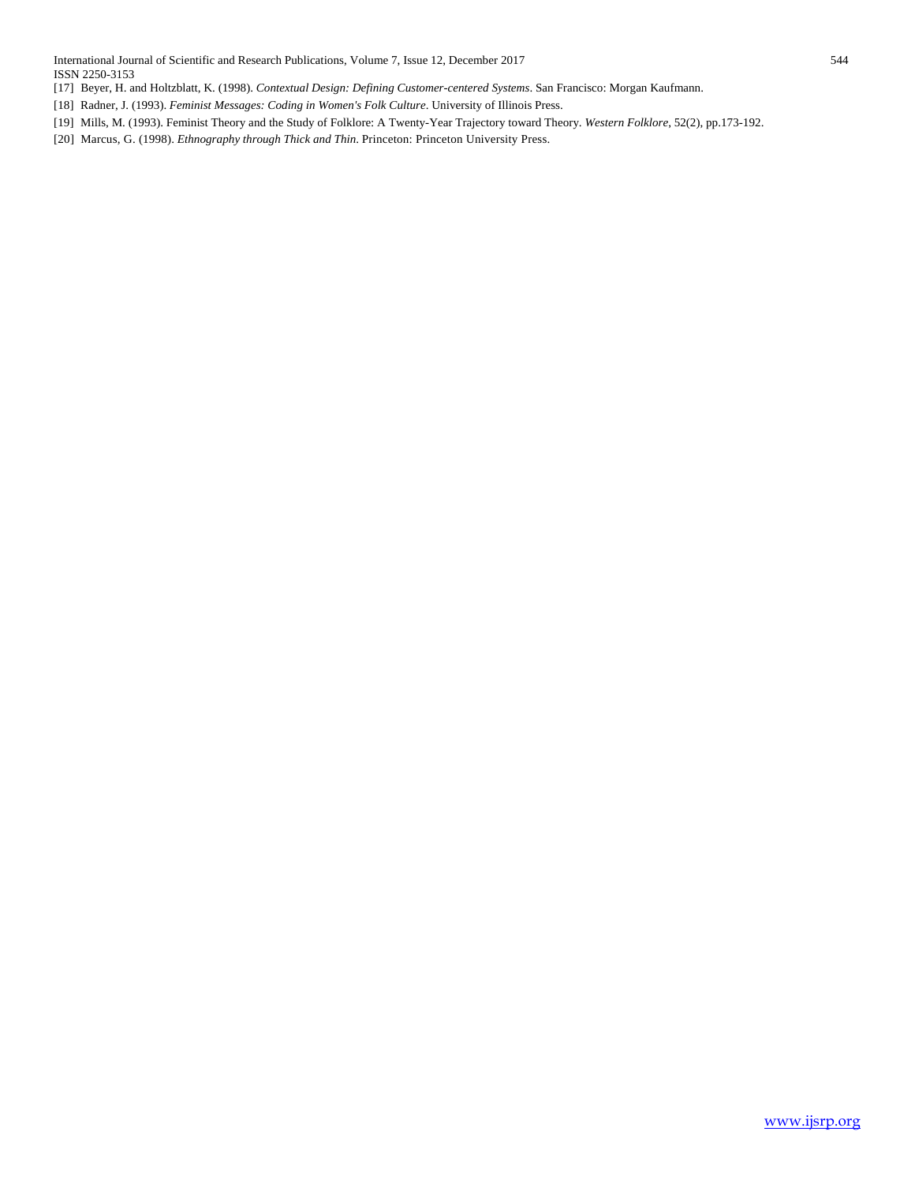[17] Beyer, H. and Holtzblatt, K. (1998). *Contextual Design: Defining Customer-centered Systems*. San Francisco: Morgan Kaufmann.

[18] Radner, J. (1993). *Feminist Messages: Coding in Women's Folk Culture*. University of Illinois Press.

[19] Mills, M. (1993). Feminist Theory and the Study of Folklore: A Twenty-Year Trajectory toward Theory. *Western Folklore*, 52(2), pp.173-192.

[20] Marcus, G. (1998). *Ethnography through Thick and Thin.* Princeton: Princeton University Press.